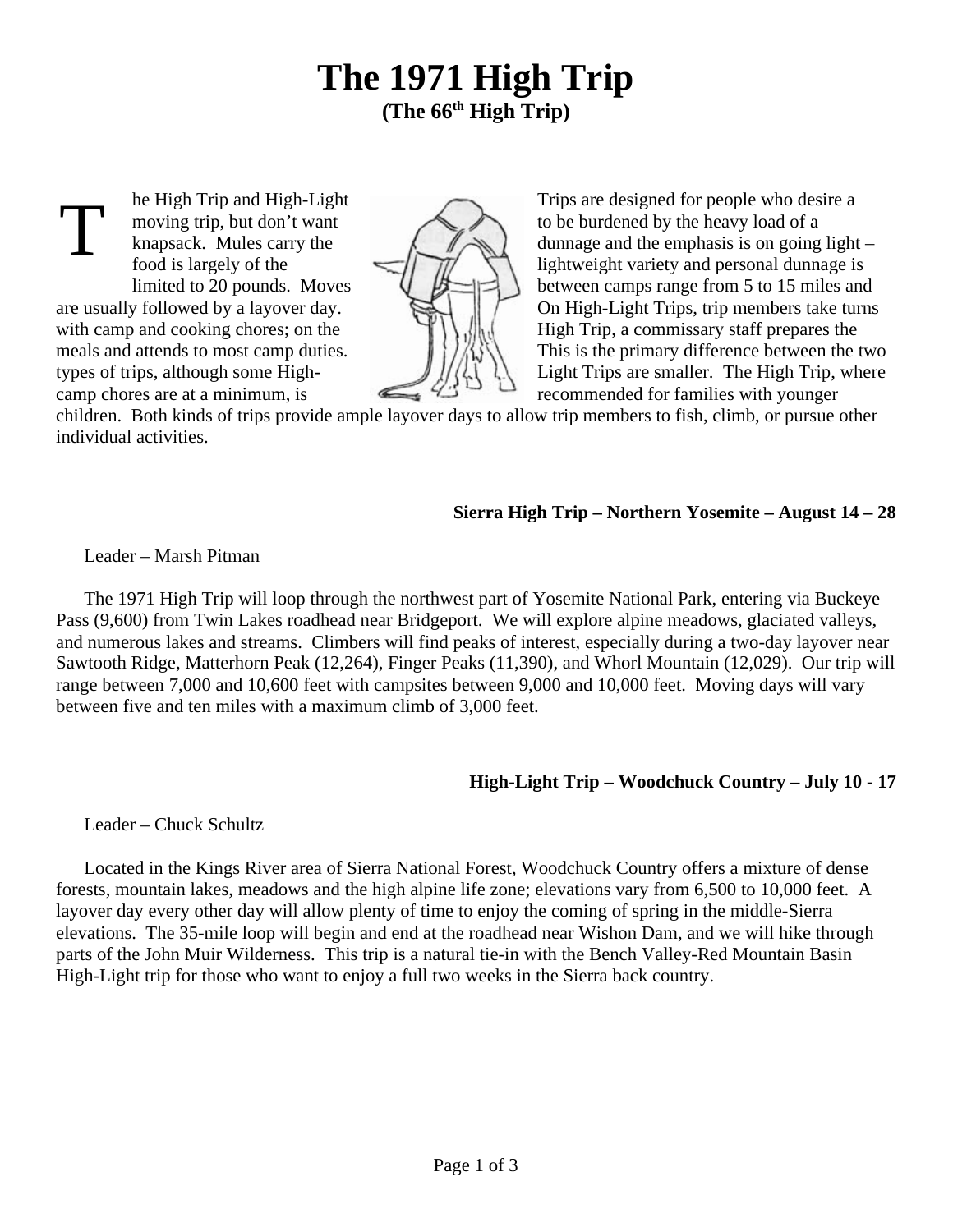# The 1971 High Trip

**(The 66th High Trip)**

The High Trip and High-Light Trips are designed for people who desire a moving trip, but don't want to be burdened by the heavy load of a knapsack. Mules carry the dunnage and the emphasis is on going light – food is largely of the lightweight variety and personal dunnage is limited to 20 pounds. Moves between camps range from 5 to 15 miles and are usually followed by a layover day. On High-Light Trips, trip members take turns with camp and cooking chores; on the High Trip, a commissary staff prepares the meals and attends to most camp duties. This is the primary difference between the two types of trips, although some High-Light Trips are smaller. The High Trip, where camp chores are at a minimum, is recommended for families with younger children. Both kinds of trips provide ample layover days to allow trip members to fish, climb, or pursue other individual activities.

**Sierra High Trip – Northern Yosemite – August 14 – 28**

Leader – Marsh Pitman

The 1971 High Trip will loop through the northwest part of Yosemite National Park, entering via Buckeye Pass (9,600) from Twin Lakes roadhead near Bridgeport. We will explore alpine meadows, glaciated valleys, and numerous lakes and streams. Climbers will find peaks of interest, especially during a two-day layover near Sawtooth Ridge, Matterhorn Peak (12,264), Finger Peaks (11,390), and Whorl Mountain (12,029). Our trip will range between 7,000 and 10,600 feet with campsites between 9,000 and 10,000 feet. Moving days will vary between five and ten miles with a maximum climb of 3,000 feet.

**High-Light Trip – Woodchuck Country – July 10 - 17**

Leader – Chuck Schultz

Located in the Kings River area of Sierra National Forest, Woodchuck Country offers a mixture of dense forests, mountain lakes, meadows and the high alpine life zone; elevations vary from 6,500 to 10,000 feet. A layover day every other day will allow plenty of time to enjoy the coming of spring in the middle-Sierra elevations. The 35-mile loop will begin and end at the roadhead near Wishon Dam, and we will hike through parts of the John Muir Wilderness. This trip is a natural tie-in with the Bench Valley-Red Mountain Basin High-Light trip for those who want to enjoy a full two weeks in the Sierra back country.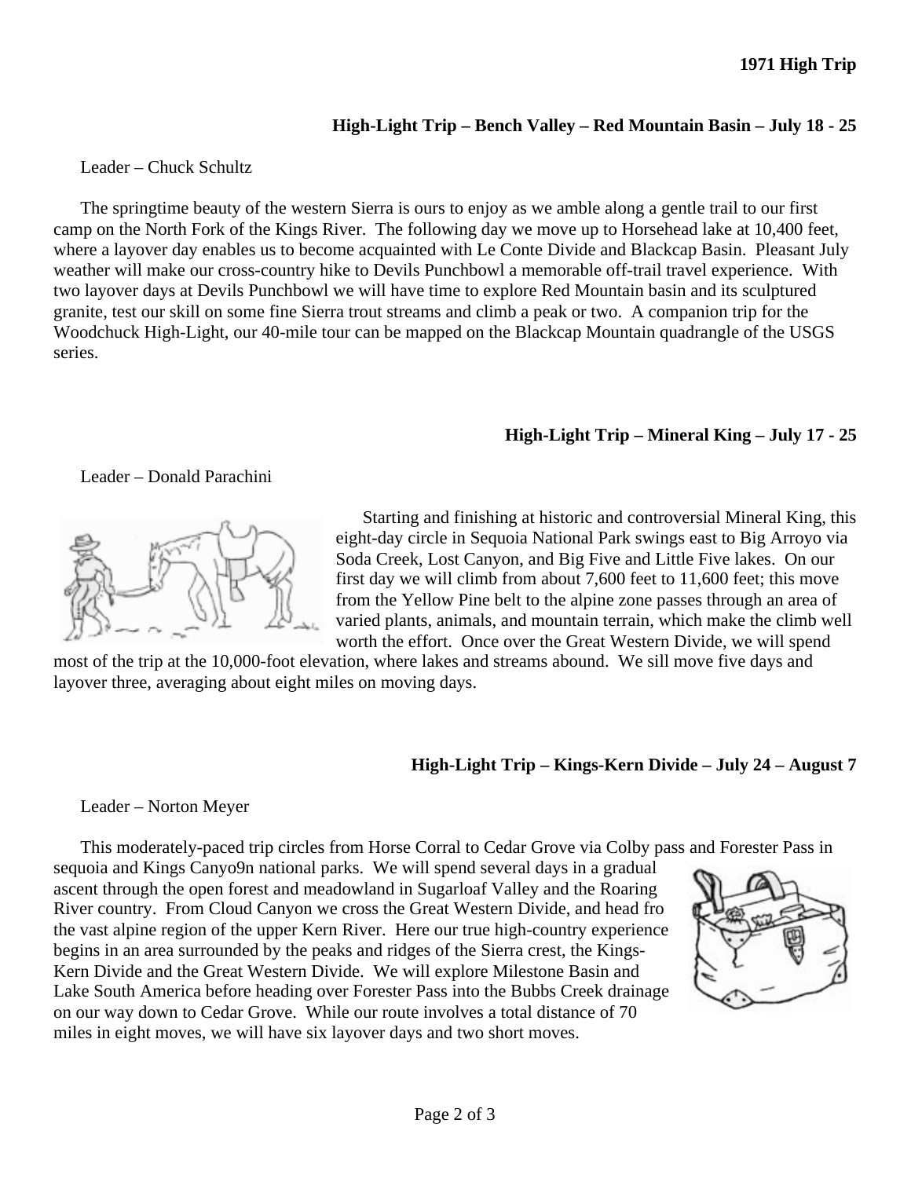**1971 High Trip**

## High-Light Trip – Bench Valley – Red Mountain Basin – July 18 - 25

Leader – Chuck Schultz

The springtime beauty of the western Sierra is ours to enjoy as we amble along a gentle trail to our first camp on the North Fork of the Kings River. The following day we move up to Horsehead lake at 10,400 feet, where a layover day enables us to become acquainted with Le Conte Divide and Blackcap Basin. Pleasant July weather will make our cross-country hike to Devils Punchbowl a memorable off-trail travel experience. With two layover days at Devils Punchbowl we will have time to explore Red Mountain basin and its sculptured granite, test our skill on some fine Sierra trout streams and climb a peak or two. A companion trip for the Woodchuck High-Light, our 40-mile tour can be mapped on the Blackcap Mountain quadrangle of the USGS series.

## High-Light Trip – Mineral King – July 17 - 25

Leader – Donald Parachini

Starting and finishing at historic and controversial Mineral King, this eight-day circle in Sequoia National Park swings east to Big Arroyo via Soda Creek, Lost Canyon, and Big Five and Little Five lakes. On our first day we will climb from about 7,600 feet to 11,600 feet; this move from the Yellow Pine belt to the alpine zone passes through an area of varied plants, animals, and mountain terrain, which make the climb well worth the effort. Once over the Great Western Divide, we will spend most of the trip at the 10,000-foot elevation, where lakes and streams abound. We sill move five days and layover three, averaging about eight miles on moving days.

## High-Light Trip – Kings-Kern Divide – July 24 – August 7

Leader – Norton Meyer

This moderately-paced trip circles from Horse Corral to Cedar Grove via Colby pass and Forester Pass in sequoia and Kings Canyo9n national parks. We will spend several days in a gradual ascent through the open forest and meadowland in Sugarloaf Valley and the Roaring River country. From Cloud Canyon we cross the Great Western Divide, and head fro the vast alpine region of the upper Kern River. Here our true high-country experience begins in an area surrounded by the peaks and ridges of the Sierra crest, the Kings-Kern Divide and the Great Western Divide. We will explore Milestone Basin and Lake South America before heading over Forester Pass into the Bubbs Creek drainage on our way down to Cedar Grove. While our route involves a total distance of 70 miles in eight moves, we will have six layover days and two short moves.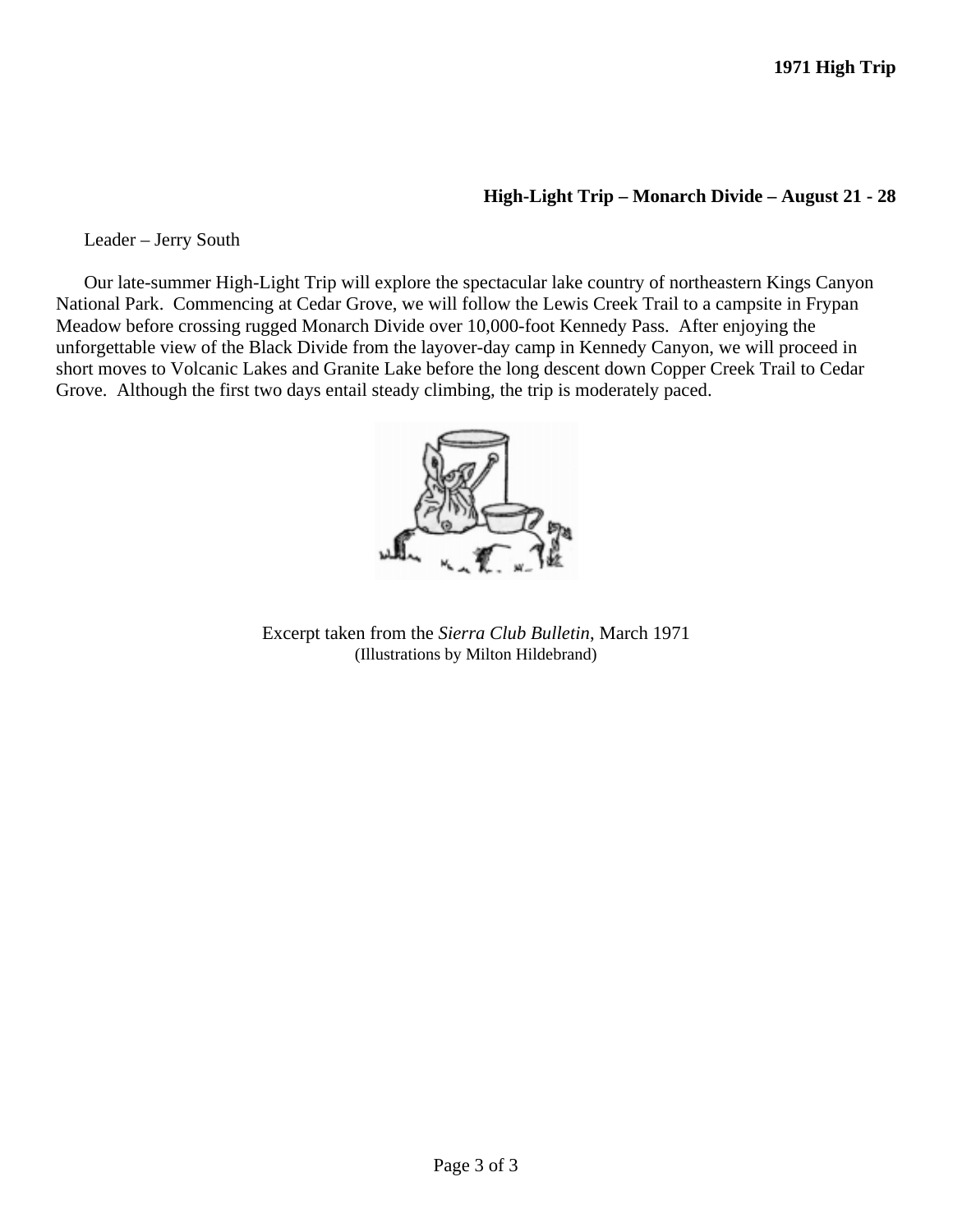**1971 High Trip**

## High-Light Trip – Monarch Divide – August 21 - 28

Leader – Jerry South

Our late-summer High-Light Trip will explore the spectacular lake country of northeastern Kings Canyon National Park. Commencing at Cedar Grove, we will follow the Lewis Creek Trail to a campsite in Frypan Meadow before crossing rugged Monarch Divide over 10,000-foot Kennedy Pass. After enjoying the unforgettable view of the Black Divide from the layover-day camp in Kennedy Canyon, we will proceed in short moves to Volcanic Lakes and Granite Lake before the long descent down Copper Creek Trail to Cedar Grove. Although the first two days entail steady climbing, the trip is moderately paced.

Excerpt taken from the *Sierra Club Bulletin*, March 1971
(Illustrations by Milton Hildebrand)